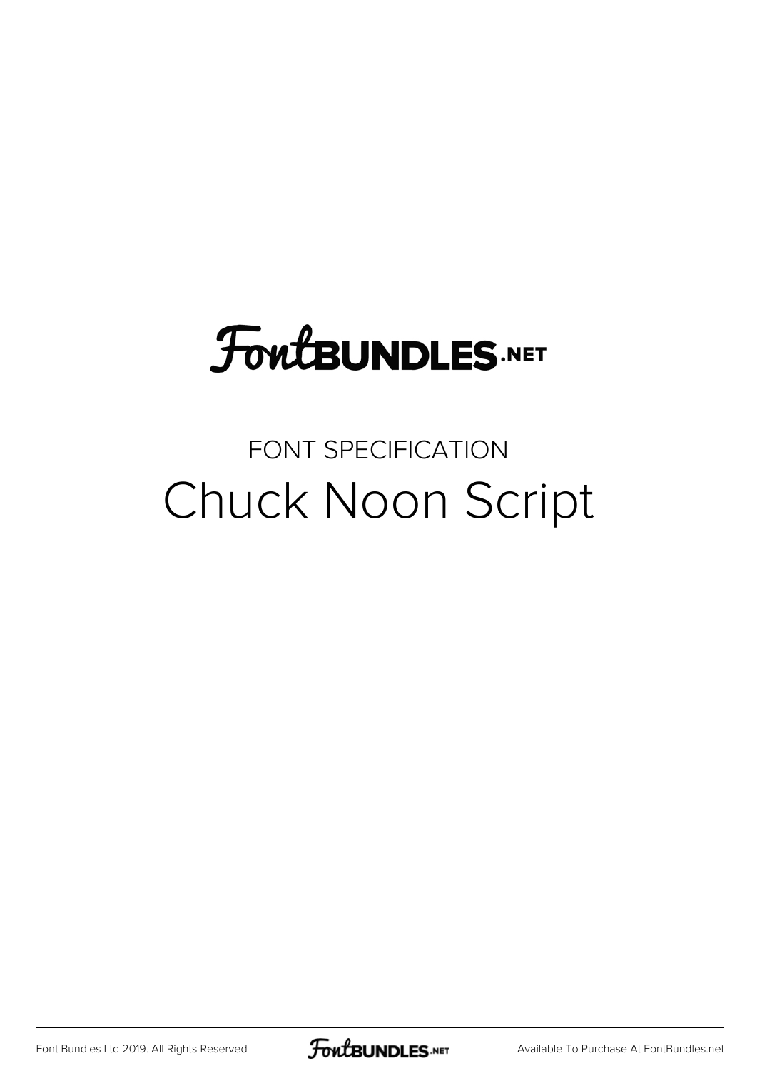FontBUNDLES.NET

FONT SPECIFICATION

# Chuck Noon Script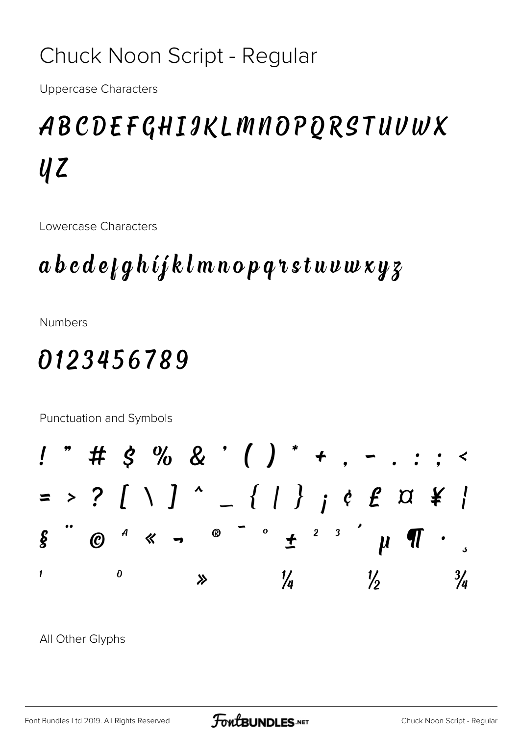# Chuck Noon Script - Regular

Uppercase Characters

ABCDEFGHIJKLMNOPQRSTUVWX YZ

Lowercase Characters

abcdefghijklmnopqrstuvwxyz

Numbers

0123456789

Punctuation and Symbols

! " # $ % & ' ( ) * + , - . : ; <
= > ? [ \ ] ^ _ { | } ¡ ¢ £ ¤ ¥ ¦
§ ¨ © ª « ¬ ® ¯ ° ± ² ³ ´ µ ¶ · ¸
¹ º » ¼ ½ ¾

All Other Glyphs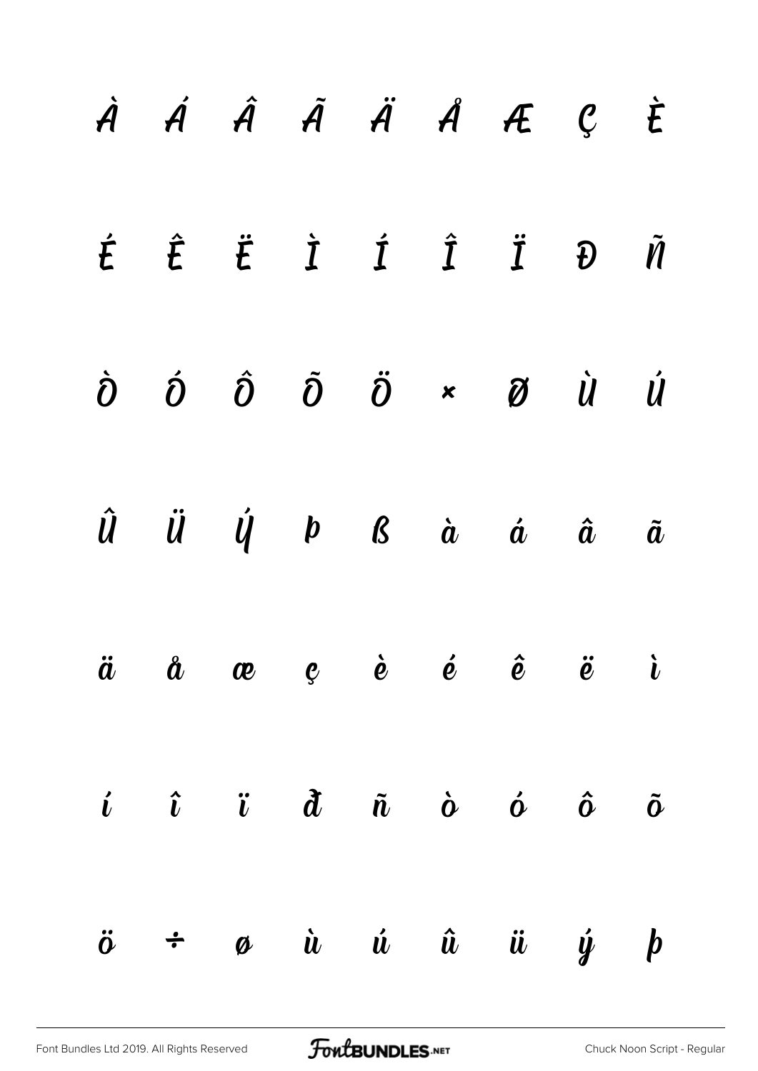À Á Â Ã Ä Å Æ Ç È

É Ê Ë Ì Í Î Ï Đ Ñ

Ò Ó Ô Õ Ö × Ø Ù Ú

Û Ü Ý Þ ß à á â ã

ä å æ ç è é ê ë ì

í î ï ð ñ ò ó ô õ

ö ÷ ø ù ú û ü ý þ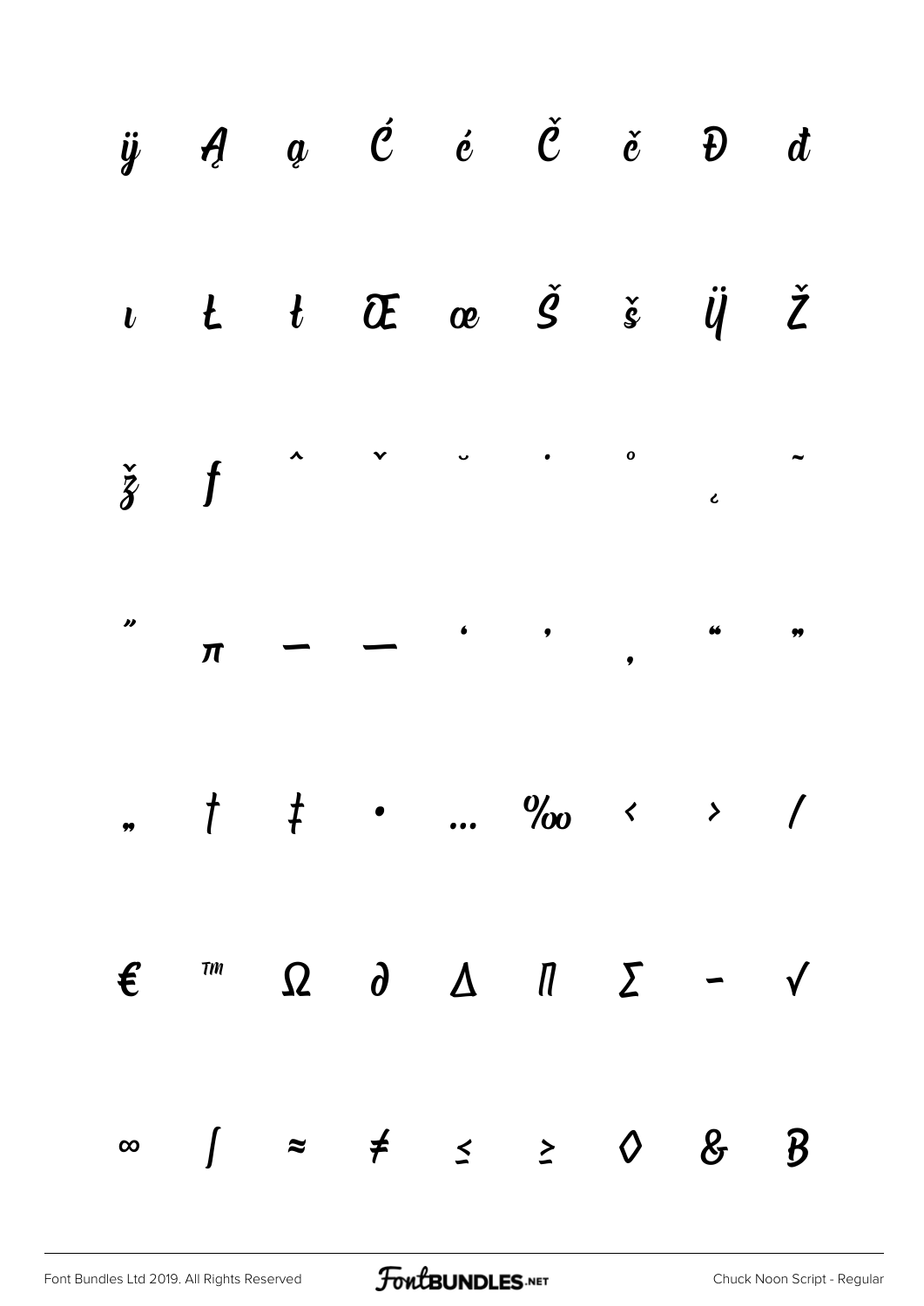ÿ Ą ą Ć ć Č č Đ đ

ı Ł ł Œ œ Š š Ÿ Ž

ž ƒ ˆ ˇ ˘ ˙ ˚ ˛ ˜

˝ π – — ‘ ’ ‚ “ ”

„ † ‡ • … ‰ ‹ › ⁄

€ ™ Ω ∂ ∆ ∏ ∑ − √

∞ ∫ ≈ ≠ ≤ ≥ ◊ & ß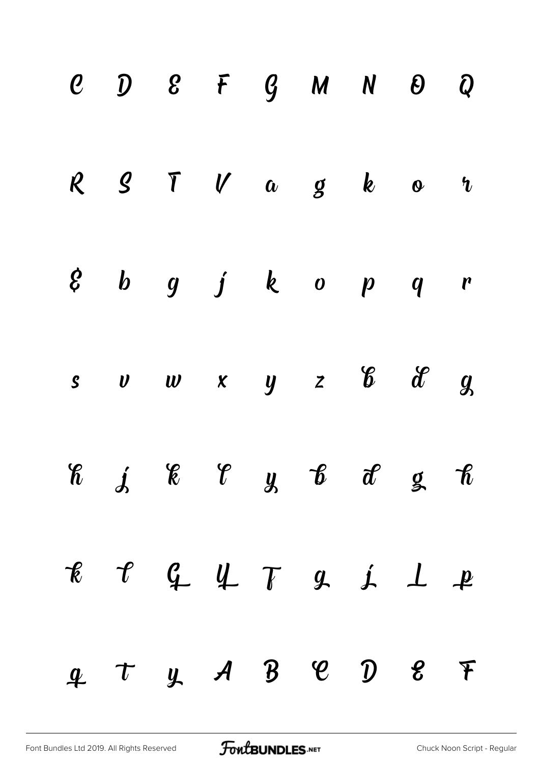C D E F G M N O Q

R S T V a g k o r

E b g j k o p q r

s v w x y z b d g

h j k l y b d g h

k l G Y T g j L p

q T y A B C D E F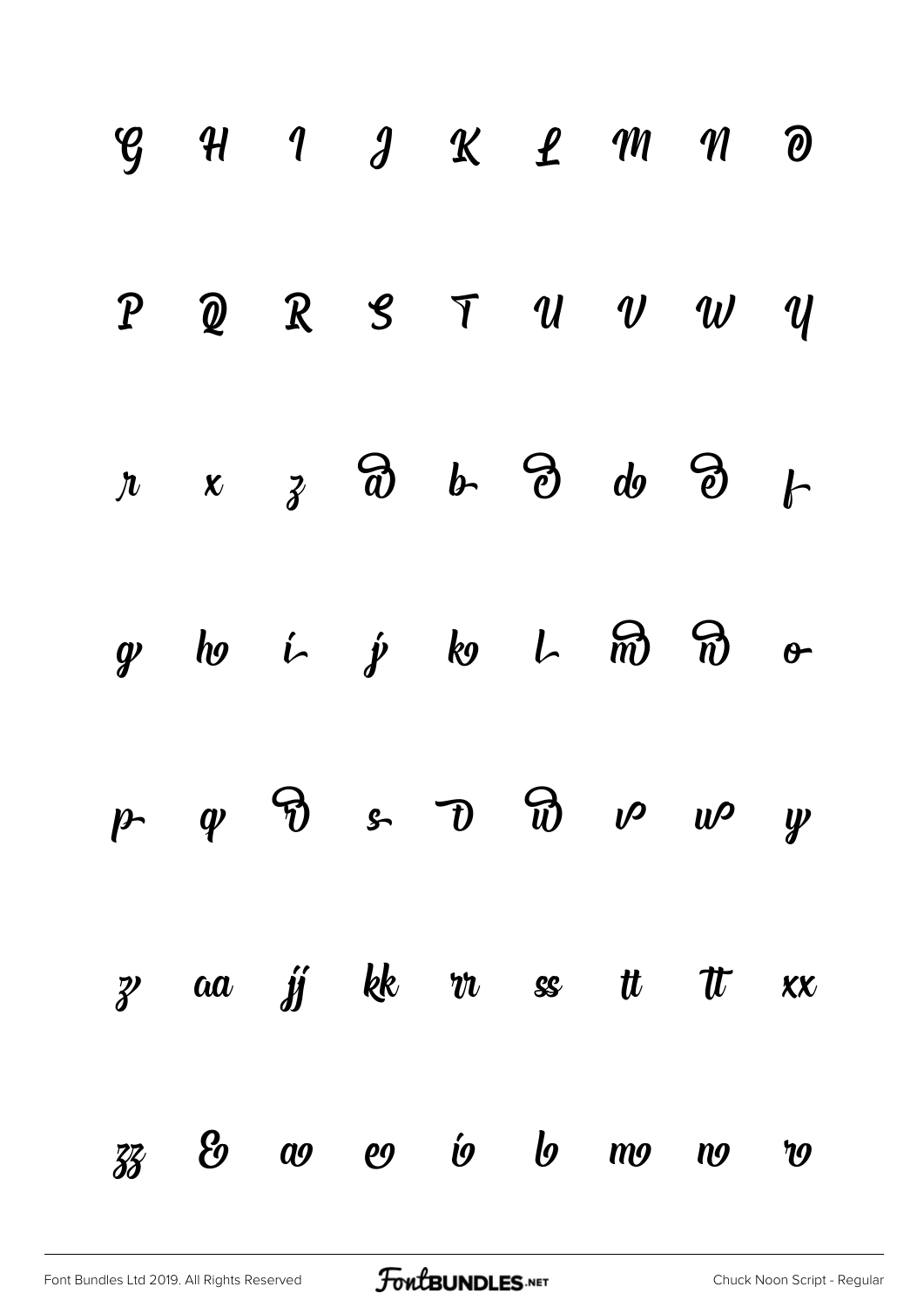| | | | | | | | | |
|---|---|---|---|---|---|---|---|---|
| G | H | I | J | K | L | M | N | O |
| P | Q | R | S | T | U | V | W | Y |
| r | x | z | a | b | c | d | e | f |
| g | h | i | j | k | l | m | n | o |
| p | q | r | s | t | u | v | w | y |
| z | aa | jj | kk | rr | ss | tt | tt | xx |
| zz | & | ao | eo | io | lo | mo | no | ro |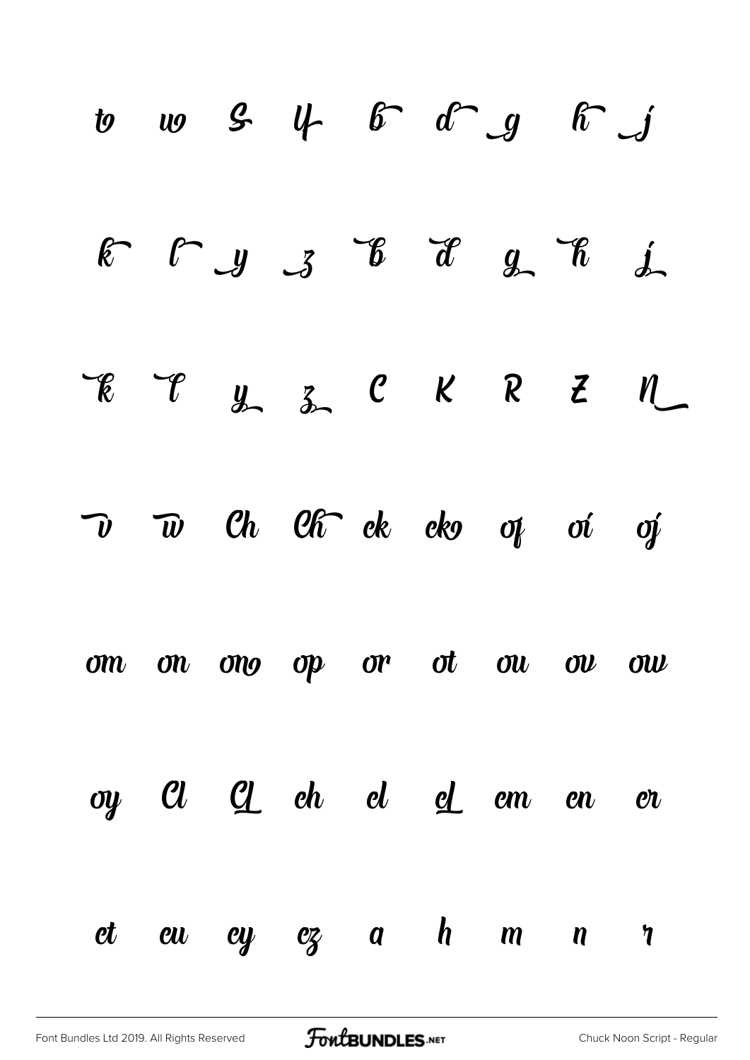to wo S U b d g h j

k l y z b d g h j

k l y z C K R Z N

v w Ch Ch ck cko of oí oj

om on ono op or ot ou ov ow

oy Cl Cl ch cl cl cm cn cr

ct cu cy cz a h m n r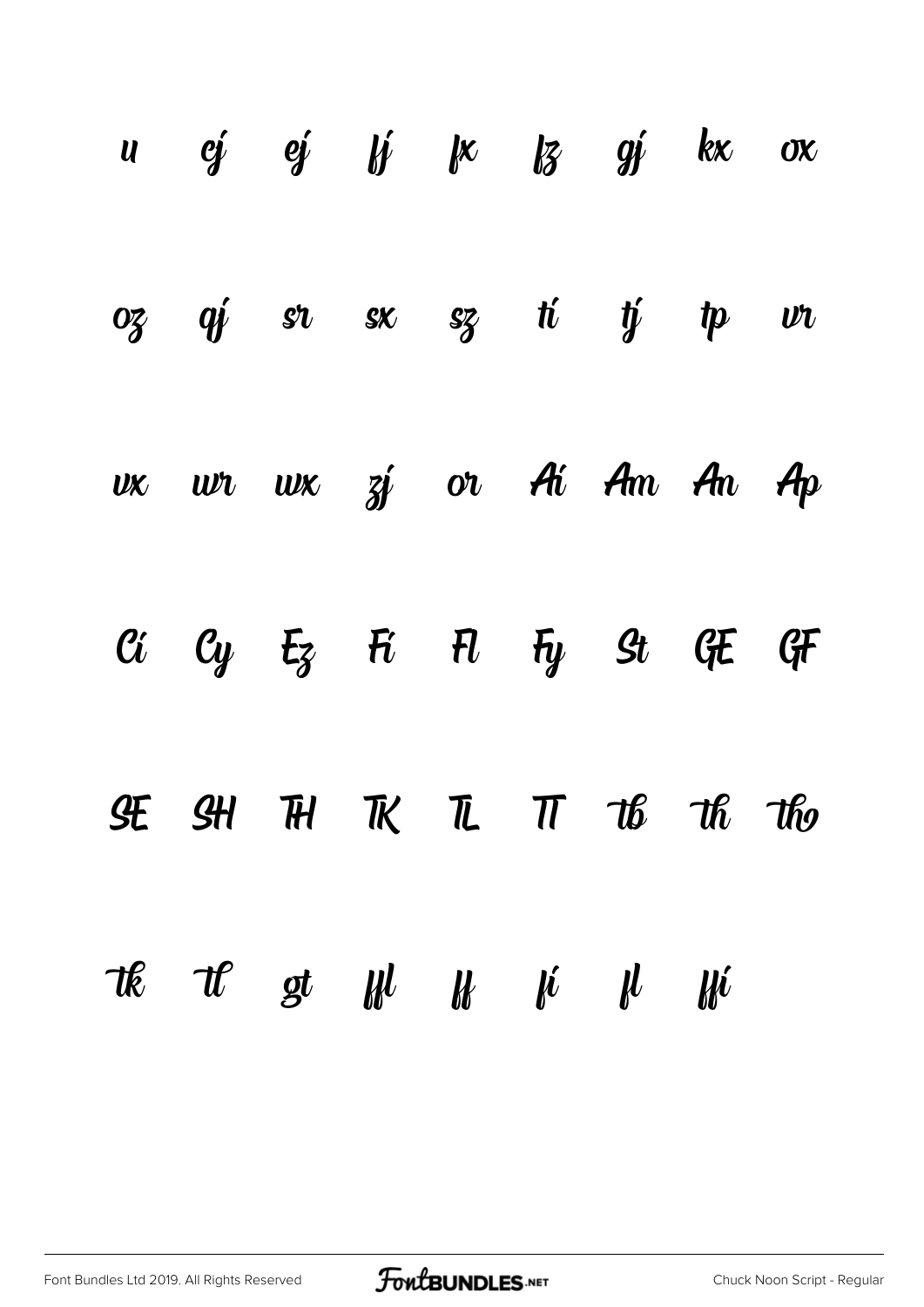u cj́ ej́ fj́ fx fz gj́ kx ox

oz qj́ sr sx sz tí tj́ tp vr

vx wr wx zj́ or Aí Am An Ap

Cí Cy Ez Fí Fl Fy St GE GF

SE SH TH TK TL TT tb th tho

tk tl gt ffl ff fí fl ffí